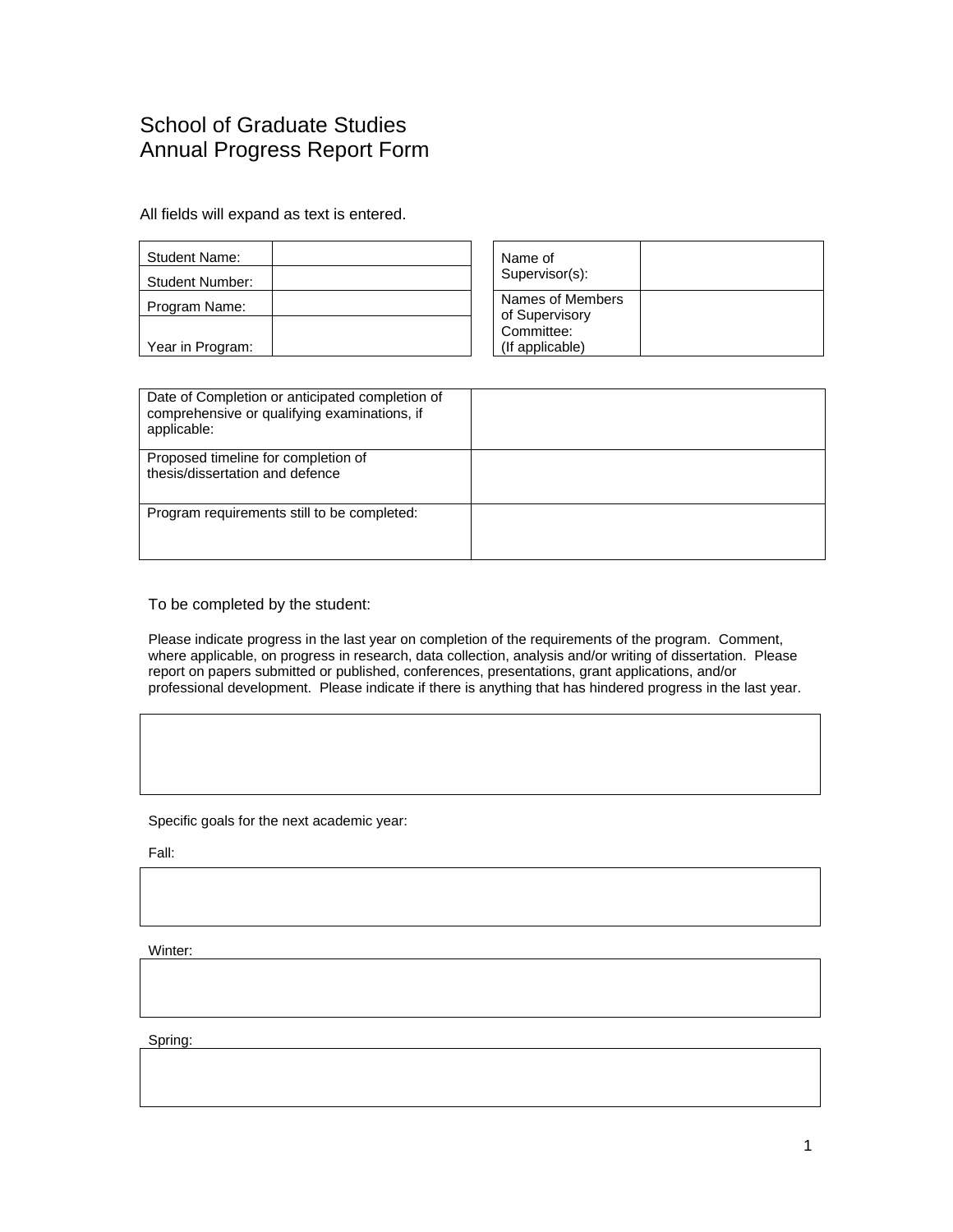# School of Graduate Studies
# Annual Progress Report Form

All fields will expand as text is entered.

| | |
|---|---|
| Student Name: | |
| Student Number: | |
| Program Name: | |
| Year in Program: | |

| | |
|---|---|
| Name of Supervisor(s): | |
| Names of Members of Supervisory Committee: (If applicable) | |

| | |
|---|---|
| Date of Completion or anticipated completion of comprehensive or qualifying examinations, if applicable: | |
| Proposed timeline for completion of thesis/dissertation and defence | |
| Program requirements still to be completed: | |

## To be completed by the student:

Please indicate progress in the last year on completion of the requirements of the program. Comment, where applicable, on progress in research, data collection, analysis and/or writing of dissertation. Please report on papers submitted or published, conferences, presentations, grant applications, and/or professional development. Please indicate if there is anything that has hindered progress in the last year.

| |
|---|
| |

Specific goals for the next academic year:

Fall:

| |
|---|
| |

Winter:

| |
|---|
| |

Spring:

| |
|---|
| |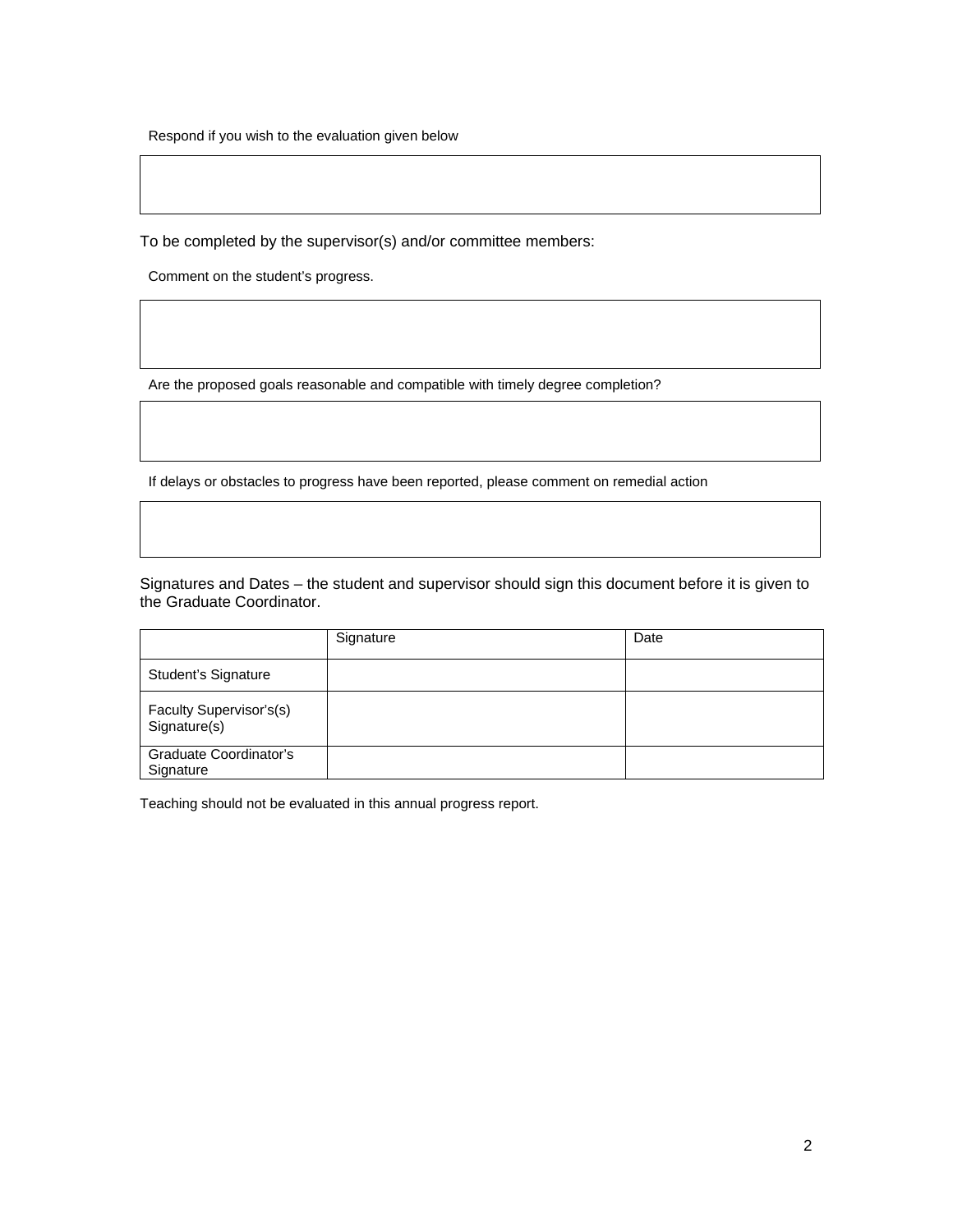Respond if you wish to the evaluation given below

To be completed by the supervisor(s) and/or committee members:

Comment on the student's progress.

Are the proposed goals reasonable and compatible with timely degree completion?

If delays or obstacles to progress have been reported, please comment on remedial action

Signatures and Dates – the student and supervisor should sign this document before it is given to the Graduate Coordinator.

| | Signature | Date |
|---|---|---|
| Student's Signature | | |
| Faculty Supervisor's(s) Signature(s) | | |
| Graduate Coordinator's Signature | | |

Teaching should not be evaluated in this annual progress report.